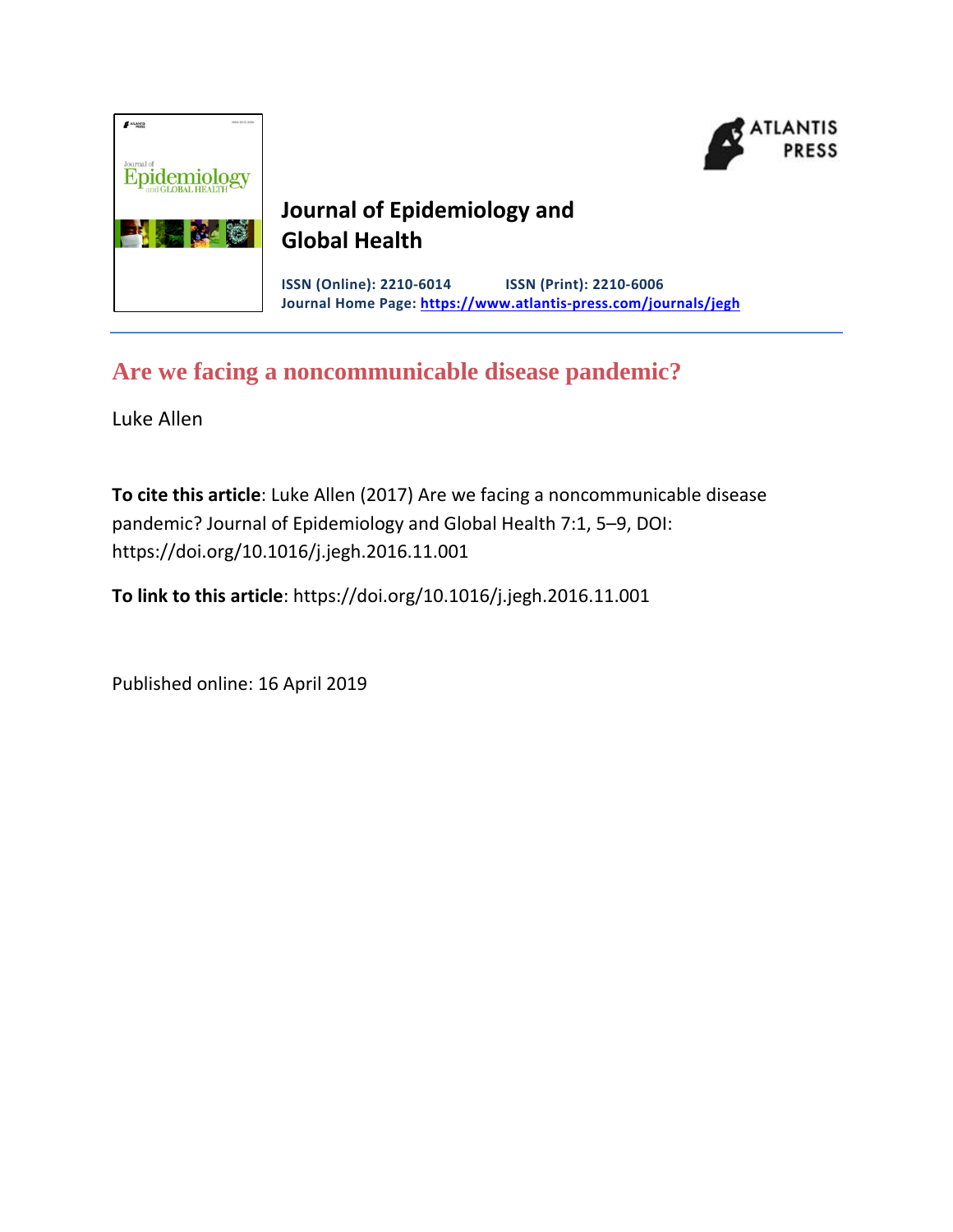**Journal of Epidemiology and Global Health**

**ISSN (Online): 2210-6014** **ISSN (Print): 2210-6006**
**Journal Home Page: https://www.atlantis-press.com/journals/jegh**

# Are we facing a noncommunicable disease pandemic?

Luke Allen

**To cite this article**: Luke Allen (2017) Are we facing a noncommunicable disease pandemic? Journal of Epidemiology and Global Health 7:1, 5–9, DOI: https://doi.org/10.1016/j.jegh.2016.11.001

**To link to this article**: https://doi.org/10.1016/j.jegh.2016.11.001

Published online: 16 April 2019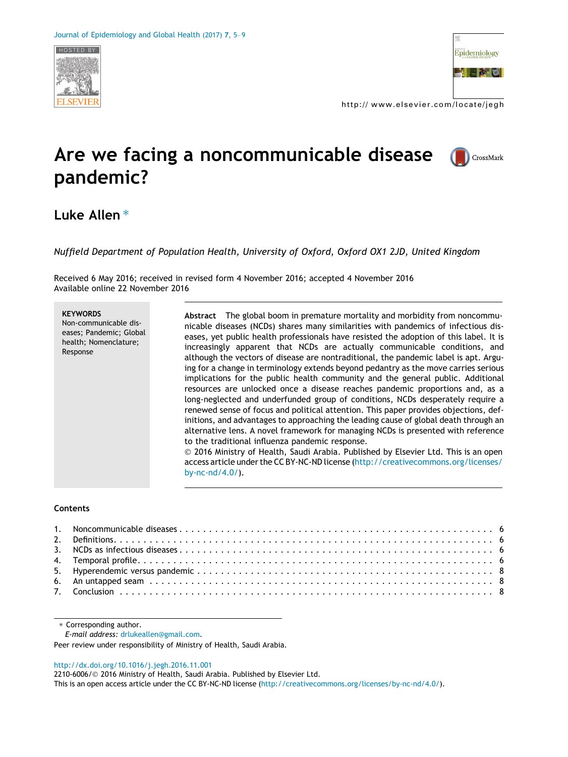# Are we facing a noncommunicable disease pandemic?

## Luke Allen *

*Nuffield Department of Population Health, University of Oxford, Oxford OX1 2JD, United Kingdom*

Received 6 May 2016; received in revised form 4 November 2016; accepted 4 November 2016
Available online 22 November 2016

**KEYWORDS**
Non-communicable diseases; Pandemic; Global health; Nomenclature; Response

**Abstract** The global boom in premature mortality and morbidity from noncommunicable diseases (NCDs) shares many similarities with pandemics of infectious diseases, yet public health professionals have resisted the adoption of this label. It is increasingly apparent that NCDs are actually communicable conditions, and although the vectors of disease are nontraditional, the pandemic label is apt. Arguing for a change in terminology extends beyond pedantry as the move carries serious implications for the public health community and the general public. Additional resources are unlocked once a disease reaches pandemic proportions and, as a long-neglected and underfunded group of conditions, NCDs desperately require a renewed sense of focus and political attention. This paper provides objections, definitions, and advantages to approaching the leading cause of global death through an alternative lens. A novel framework for managing NCDs is presented with reference to the traditional influenza pandemic response.

© 2016 Ministry of Health, Saudi Arabia. Published by Elsevier Ltd. This is an open access article under the CC BY-NC-ND license (http://creativecommons.org/licenses/by-nc-nd/4.0/).

**Contents**

1. Noncommunicable diseases . . . 6
2. Definitions. . . . 6
3. NCDs as infectious diseases . . . 6
4. Temporal profile. . . . 6
5. Hyperendemic versus pandemic . . . 8
6. An untapped seam . . . 8
7. Conclusion . . . 8

\* Corresponding author.
*E-mail address:* drlukeallen@gmail.com.
Peer review under responsibility of Ministry of Health, Saudi Arabia.

http://dx.doi.org/10.1016/j.jegh.2016.11.001
2210-6006/© 2016 Ministry of Health, Saudi Arabia. Published by Elsevier Ltd.
This is an open access article under the CC BY-NC-ND license (http://creativecommons.org/licenses/by-nc-nd/4.0/).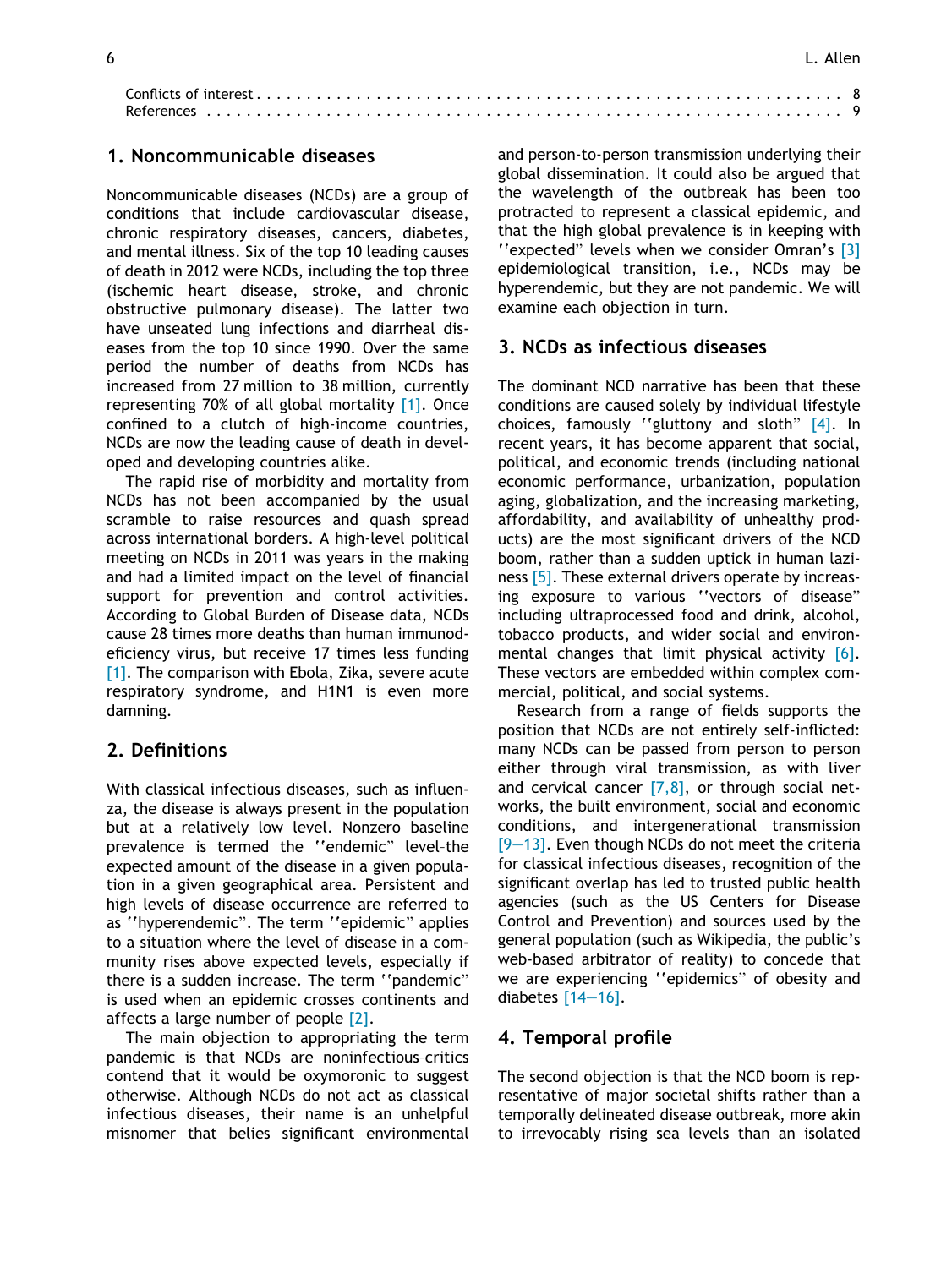Conflicts of interest . . . . . . . . 8
References . . . . . . . . 9

## 1. Noncommunicable diseases

Noncommunicable diseases (NCDs) are a group of conditions that include cardiovascular disease, chronic respiratory diseases, cancers, diabetes, and mental illness. Six of the top 10 leading causes of death in 2012 were NCDs, including the top three (ischemic heart disease, stroke, and chronic obstructive pulmonary disease). The latter two have unseated lung infections and diarrheal diseases from the top 10 since 1990. Over the same period the number of deaths from NCDs has increased from 27 million to 38 million, currently representing 70% of all global mortality [1]. Once confined to a clutch of high-income countries, NCDs are now the leading cause of death in developed and developing countries alike.

The rapid rise of morbidity and mortality from NCDs has not been accompanied by the usual scramble to raise resources and quash spread across international borders. A high-level political meeting on NCDs in 2011 was years in the making and had a limited impact on the level of financial support for prevention and control activities. According to Global Burden of Disease data, NCDs cause 28 times more deaths than human immunodeficiency virus, but receive 17 times less funding [1]. The comparison with Ebola, Zika, severe acute respiratory syndrome, and H1N1 is even more damning.

## 2. Definitions

With classical infectious diseases, such as influenza, the disease is always present in the population but at a relatively low level. Nonzero baseline prevalence is termed the ''endemic'' level–the expected amount of the disease in a given population in a given geographical area. Persistent and high levels of disease occurrence are referred to as ''hyperendemic''. The term ''epidemic'' applies to a situation where the level of disease in a community rises above expected levels, especially if there is a sudden increase. The term ''pandemic'' is used when an epidemic crosses continents and affects a large number of people [2].

The main objection to appropriating the term pandemic is that NCDs are noninfectious–critics contend that it would be oxymoronic to suggest otherwise. Although NCDs do not act as classical infectious diseases, their name is an unhelpful misnomer that belies significant environmental and person-to-person transmission underlying their global dissemination. It could also be argued that the wavelength of the outbreak has been too protracted to represent a classical epidemic, and that the high global prevalence is in keeping with ''expected'' levels when we consider Omran's [3] epidemiological transition, i.e., NCDs may be hyperendemic, but they are not pandemic. We will examine each objection in turn.

## 3. NCDs as infectious diseases

The dominant NCD narrative has been that these conditions are caused solely by individual lifestyle choices, famously ''gluttony and sloth'' [4]. In recent years, it has become apparent that social, political, and economic trends (including national economic performance, urbanization, population aging, globalization, and the increasing marketing, affordability, and availability of unhealthy products) are the most significant drivers of the NCD boom, rather than a sudden uptick in human laziness [5]. These external drivers operate by increasing exposure to various ''vectors of disease'' including ultraprocessed food and drink, alcohol, tobacco products, and wider social and environmental changes that limit physical activity [6]. These vectors are embedded within complex commercial, political, and social systems.

Research from a range of fields supports the position that NCDs are not entirely self-inflicted: many NCDs can be passed from person to person either through viral transmission, as with liver and cervical cancer [7,8], or through social networks, the built environment, social and economic conditions, and intergenerational transmission [9–13]. Even though NCDs do not meet the criteria for classical infectious diseases, recognition of the significant overlap has led to trusted public health agencies (such as the US Centers for Disease Control and Prevention) and sources used by the general population (such as Wikipedia, the public's web-based arbitrator of reality) to concede that we are experiencing ''epidemics'' of obesity and diabetes [14–16].

## 4. Temporal profile

The second objection is that the NCD boom is representative of major societal shifts rather than a temporally delineated disease outbreak, more akin to irrevocably rising sea levels than an isolated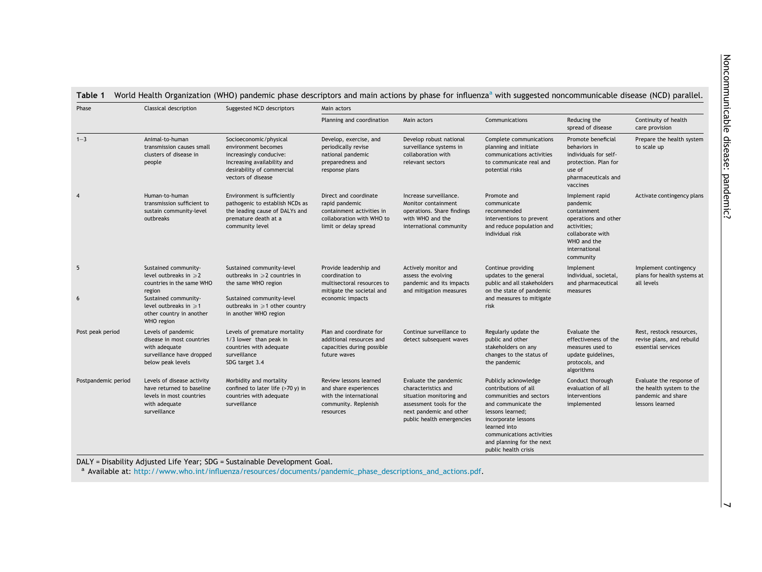**Table 1** World Health Organization (WHO) pandemic phase descriptors and main actions by phase for influenza[a] with suggested noncommunicable disease (NCD) parallel.

| Phase | Classical description | Suggested NCD descriptors | Main actors | | | | |
|---|---|---|---|---|---|---|---|
| | | | Planning and coordination | Main actors | Communications | Reducing the spread of disease | Continuity of health care provision |
| 1–3 | Animal-to-human transmission causes small clusters of disease in people | Socioeconomic/physical environment becomes increasingly conducive: Increasing availability and desirability of commercial vectors of disease | Develop, exercise, and periodically revise national pandemic preparedness and response plans | Develop robust national surveillance systems in collaboration with relevant sectors | Complete communications planning and initiate communications activities to communicate real and potential risks | Promote beneficial behaviors in individuals for self-protection. Plan for use of pharmaceuticals and vaccines | Prepare the health system to scale up |
| 4 | Human-to-human transmission sufficient to sustain community-level outbreaks | Environment is sufficiently pathogenic to establish NCDs as the leading cause of DALYs and premature death at a community level | Direct and coordinate rapid pandemic containment activities in collaboration with WHO to limit or delay spread | Increase surveillance. Monitor containment operations. Share findings with WHO and the international community | Promote and communicate recommended interventions to prevent and reduce population and individual risk | Implement rapid pandemic containment operations and other activities; collaborate with WHO and the international community | Activate contingency plans |
| 5 | Sustained community-level outbreaks in $\geqslant$2 countries in the same WHO region | Sustained community-level outbreaks in $\geqslant$2 countries in the same WHO region | Provide leadership and coordination to multisectoral resources to mitigate the societal and economic impacts | Actively monitor and assess the evolving pandemic and its impacts and mitigation measures | Continue providing updates to the general public and all stakeholders on the state of pandemic and measures to mitigate risk | Implement individual, societal, and pharmaceutical measures | Implement contingency plans for health systems at all levels |
| 6 | Sustained community-level outbreaks in $\geqslant$1 other country in another WHO region | Sustained community-level outbreaks in $\geqslant$1 other country in another WHO region | | | | | |
| Post peak period | Levels of pandemic disease in most countries with adequate surveillance have dropped below peak levels | Levels of premature mortality 1/3 lower than peak in countries with adequate surveillance SDG target 3.4 | Plan and coordinate for additional resources and capacities during possible future waves | Continue surveillance to detect subsequent waves | Regularly update the public and other stakeholders on any changes to the status of the pandemic | Evaluate the effectiveness of the measures used to update guidelines, protocols, and algorithms | Rest, restock resources, revise plans, and rebuild essential services |
| Postpandemic period | Levels of disease activity have returned to baseline levels in most countries with adequate surveillance | Morbidity and mortality confined to later life (>70 y) in countries with adequate surveillance | Review lessons learned and share experiences with the international community. Replenish resources | Evaluate the pandemic characteristics and situation monitoring and assessment tools for the next pandemic and other public health emergencies | Publicly acknowledge contributions of all communities and sectors and communicate the lessons learned; incorporate lessons learned into communications activities and planning for the next public health crisis | Conduct thorough evaluation of all interventions implemented | Evaluate the response of the health system to the pandemic and share lessons learned |

DALY = Disability Adjusted Life Year; SDG = Sustainable Development Goal.

[a] Available at: http://www.who.int/influenza/resources/documents/pandemic_phase_descriptions_and_actions.pdf.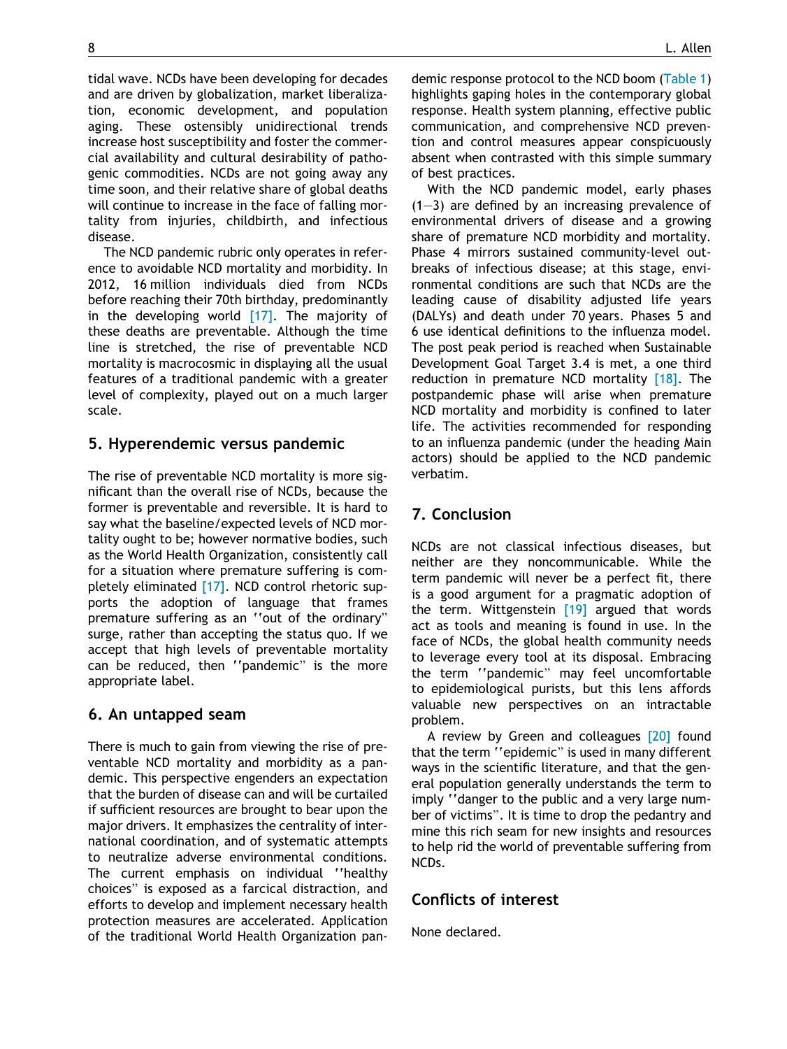tidal wave. NCDs have been developing for decades and are driven by globalization, market liberalization, economic development, and population aging. These ostensibly unidirectional trends increase host susceptibility and foster the commercial availability and cultural desirability of pathogenic commodities. NCDs are not going away any time soon, and their relative share of global deaths will continue to increase in the face of falling mortality from injuries, childbirth, and infectious disease.

The NCD pandemic rubric only operates in reference to avoidable NCD mortality and morbidity. In 2012, 16 million individuals died from NCDs before reaching their 70th birthday, predominantly in the developing world [17]. The majority of these deaths are preventable. Although the time line is stretched, the rise of preventable NCD mortality is macrocosmic in displaying all the usual features of a traditional pandemic with a greater level of complexity, played out on a much larger scale.

## 5. Hyperendemic versus pandemic

The rise of preventable NCD mortality is more significant than the overall rise of NCDs, because the former is preventable and reversible. It is hard to say what the baseline/expected levels of NCD mortality ought to be; however normative bodies, such as the World Health Organization, consistently call for a situation where premature suffering is completely eliminated [17]. NCD control rhetoric supports the adoption of language that frames premature suffering as an ''out of the ordinary'' surge, rather than accepting the status quo. If we accept that high levels of preventable mortality can be reduced, then ''pandemic'' is the more appropriate label.

## 6. An untapped seam

There is much to gain from viewing the rise of preventable NCD mortality and morbidity as a pandemic. This perspective engenders an expectation that the burden of disease can and will be curtailed if sufficient resources are brought to bear upon the major drivers. It emphasizes the centrality of international coordination, and of systematic attempts to neutralize adverse environmental conditions. The current emphasis on individual ''healthy choices'' is exposed as a farcical distraction, and efforts to develop and implement necessary health protection measures are accelerated. Application of the traditional World Health Organization pandemic response protocol to the NCD boom (Table 1) highlights gaping holes in the contemporary global response. Health system planning, effective public communication, and comprehensive NCD prevention and control measures appear conspicuously absent when contrasted with this simple summary of best practices.

With the NCD pandemic model, early phases (1—3) are defined by an increasing prevalence of environmental drivers of disease and a growing share of premature NCD morbidity and mortality. Phase 4 mirrors sustained community-level outbreaks of infectious disease; at this stage, environmental conditions are such that NCDs are the leading cause of disability adjusted life years (DALYs) and death under 70 years. Phases 5 and 6 use identical definitions to the influenza model. The post peak period is reached when Sustainable Development Goal Target 3.4 is met, a one third reduction in premature NCD mortality [18]. The postpandemic phase will arise when premature NCD mortality and morbidity is confined to later life. The activities recommended for responding to an influenza pandemic (under the heading Main actors) should be applied to the NCD pandemic verbatim.

## 7. Conclusion

NCDs are not classical infectious diseases, but neither are they noncommunicable. While the term pandemic will never be a perfect fit, there is a good argument for a pragmatic adoption of the term. Wittgenstein [19] argued that words act as tools and meaning is found in use. In the face of NCDs, the global health community needs to leverage every tool at its disposal. Embracing the term ''pandemic'' may feel uncomfortable to epidemiological purists, but this lens affords valuable new perspectives on an intractable problem.

A review by Green and colleagues [20] found that the term ''epidemic'' is used in many different ways in the scientific literature, and that the general population generally understands the term to imply ''danger to the public and a very large number of victims''. It is time to drop the pedantry and mine this rich seam for new insights and resources to help rid the world of preventable suffering from NCDs.

## Conflicts of interest

None declared.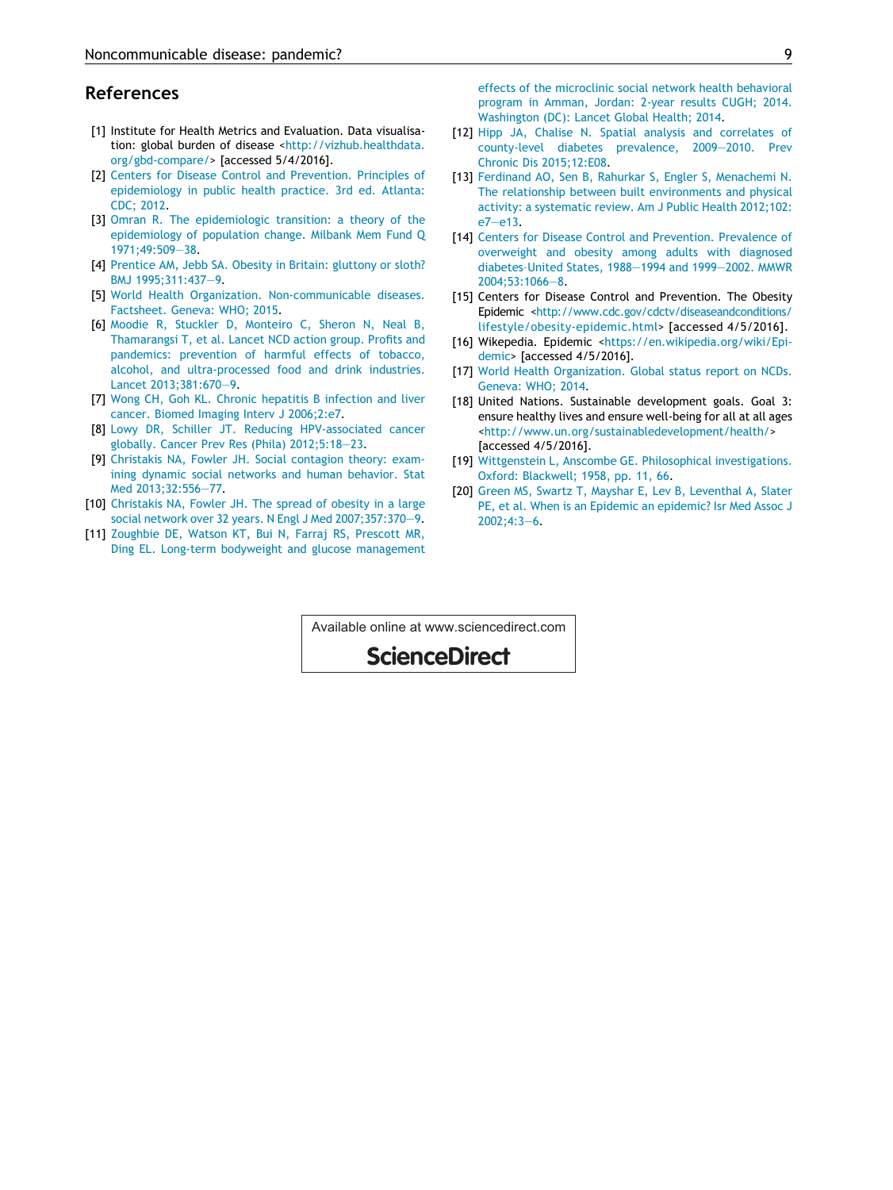## References

[1] Institute for Health Metrics and Evaluation. Data visualisation: global burden of disease <http://vizhub.healthdata.org/gbd-compare/> [accessed 5/4/2016].

[2] Centers for Disease Control and Prevention. Principles of epidemiology in public health practice. 3rd ed. Atlanta: CDC; 2012.

[3] Omran R. The epidemiologic transition: a theory of the epidemiology of population change. Milbank Mem Fund Q 1971;49:509—38.

[4] Prentice AM, Jebb SA. Obesity in Britain: gluttony or sloth? BMJ 1995;311:437—9.

[5] World Health Organization. Non-communicable diseases. Factsheet. Geneva: WHO; 2015.

[6] Moodie R, Stuckler D, Monteiro C, Sheron N, Neal B, Thamarangsi T, et al. Lancet NCD action group. Profits and pandemics: prevention of harmful effects of tobacco, alcohol, and ultra-processed food and drink industries. Lancet 2013;381:670—9.

[7] Wong CH, Goh KL. Chronic hepatitis B infection and liver cancer. Biomed Imaging Interv J 2006;2:e7.

[8] Lowy DR, Schiller JT. Reducing HPV-associated cancer globally. Cancer Prev Res (Phila) 2012;5:18—23.

[9] Christakis NA, Fowler JH. Social contagion theory: examining dynamic social networks and human behavior. Stat Med 2013;32:556—77.

[10] Christakis NA, Fowler JH. The spread of obesity in a large social network over 32 years. N Engl J Med 2007;357:370—9.

[11] Zoughbie DE, Watson KT, Bui N, Farraj RS, Prescott MR, Ding EL. Long-term bodyweight and glucose management effects of the microclinic social network health behavioral program in Amman, Jordan: 2-year results CUGH; 2014. Washington (DC): Lancet Global Health; 2014.

[12] Hipp JA, Chalise N. Spatial analysis and correlates of county-level diabetes prevalence, 2009—2010. Prev Chronic Dis 2015;12:E08.

[13] Ferdinand AO, Sen B, Rahurkar S, Engler S, Menachemi N. The relationship between built environments and physical activity: a systematic review. Am J Public Health 2012;102:e7—e13.

[14] Centers for Disease Control and Prevention. Prevalence of overweight and obesity among adults with diagnosed diabetes-United States, 1988—1994 and 1999—2002. MMWR 2004;53:1066—8.

[15] Centers for Disease Control and Prevention. The Obesity Epidemic <http://www.cdc.gov/cdctv/diseaseandconditions/lifestyle/obesity-epidemic.html> [accessed 4/5/2016].

[16] Wikepedia. Epidemic <https://en.wikipedia.org/wiki/Epidemic> [accessed 4/5/2016].

[17] World Health Organization. Global status report on NCDs. Geneva: WHO; 2014.

[18] United Nations. Sustainable development goals. Goal 3: ensure healthy lives and ensure well-being for all at all ages <http://www.un.org/sustainabledevelopment/health/> [accessed 4/5/2016].

[19] Wittgenstein L, Anscombe GE. Philosophical investigations. Oxford: Blackwell; 1958, pp. 11, 66.

[20] Green MS, Swartz T, Mayshar E, Lev B, Leventhal A, Slater PE, et al. When is an Epidemic an epidemic? Isr Med Assoc J 2002;4:3—6.

Available online at www.sciencedirect.com

**ScienceDirect**